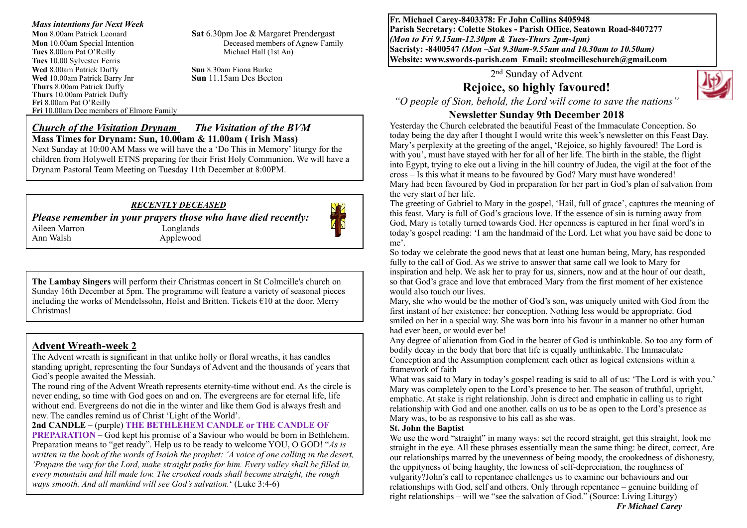### *Mass intentions for Next Week*

**Mon** 8.00am Patrick Leonard
**Mon** 10.00am Special Intention
**Tues** 8.00am Pat O'Reilly
**Tues** 10.00 Sylvester Ferris
**Wed** 8.00am Patrick Duffy
**Wed** 10.00am Patrick Barry Jnr
**Thurs** 8.00am Patrick Duffy
**Thurs** 10.00am Patrick Duffy
**Fri** 8.00am Pat O'Reilly
**Fri** 10.00am Dec members of Elmore Family

**Sat** 6.30pm Joe & Margaret Prendergast
Deceased members of Agnew Family
Michael Hall (1st An)

**Sun** 8.30am Fiona Burke
**Sun** 11.15am Des Becton

## *Church of the Visitation Drynam* — *The Visitation of the BVM*

**Mass Times for Drynam: Sun, 10.00am & 11.00am ( Irish Mass)**

Next Sunday at 10:00 AM Mass we will have the a 'Do This in Memory' liturgy for the children from Holywell ETNS preparing for their Frist Holy Communion. We will have a Drynam Pastoral Team Meeting on Tuesday 11th December at 8:00PM.

### *RECENTLY DECEASED*

***Please remember in your prayers those who have died recently:***

| | |
|---|---|
| Aileen Marron | Longlands |
| Ann Walsh | Applewood |

**The Lambay Singers** will perform their Christmas concert in St Colmcille's church on Sunday 16th December at 5pm. The programme will feature a variety of seasonal pieces including the works of Mendelssohn, Holst and Britten. Tickets €10 at the door. Merry Christmas!

## Advent Wreath-week 2

The Advent wreath is significant in that unlike holly or floral wreaths, it has candles standing upright, representing the four Sundays of Advent and the thousands of years that God's people awaited the Messiah.

The round ring of the Advent Wreath represents eternity-time without end. As the circle is never ending, so time with God goes on and on. The evergreens are for eternal life, life without end. Evergreens do not die in the winter and like them God is always fresh and new. The candles remind us of Christ 'Light of the World'.

**2nd CANDLE** – (purple) **THE BETHLEHEM CANDLE or THE CANDLE OF PREPARATION** – God kept his promise of a Saviour who would be born in Bethlehem. Preparation means to "get ready". Help us to be ready to welcome YOU, O GOD! "*As is written in the book of the words of Isaiah the prophet: 'A voice of one calling in the desert, 'Prepare the way for the Lord, make straight paths for him. Every valley shall be filled in, every mountain and hill made low. The crooked roads shall become straight, the rough ways smooth. And all mankind will see God's salvation.*' (Luke 3:4-6)

**Fr. Michael Carey-8403378: Fr John Collins 8405948**
**Parish Secretary: Colette Stokes - Parish Office, Seatown Road-8407277**
***(Mon to Fri 9.15am-12.30pm & Tues-Thurs 2pm-4pm)***
**Sacristy: -8400547** ***(Mon –Sat 9.30am-9.55am and 10.30am to 10.50am)***
**Website: www.swords-parish.com Email: stcolmcilleschurch@gmail.com**

2nd Sunday of Advent

# Rejoice, so highly favoured!

*"O people of Sion, behold, the Lord will come to save the nations"*

## Newsletter Sunday 9th December 2018

Yesterday the Church celebrated the beautiful Feast of the Immaculate Conception. So today being the day after I thought I would write this week's newsletter on this Feast Day. Mary's perplexity at the greeting of the angel, 'Rejoice, so highly favoured! The Lord is with you', must have stayed with her for all of her life. The birth in the stable, the flight into Egypt, trying to eke out a living in the hill country of Judea, the vigil at the foot of the cross – Is this what it means to be favoured by God? Mary must have wondered!

Mary had been favoured by God in preparation for her part in God's plan of salvation from the very start of her life.

The greeting of Gabriel to Mary in the gospel, 'Hail, full of grace', captures the meaning of this feast. Mary is full of God's gracious love. If the essence of sin is turning away from God, Mary is totally turned towards God. Her openness is captured in her final word's in today's gospel reading: 'I am the handmaid of the Lord. Let what you have said be done to me'.

So today we celebrate the good news that at least one human being, Mary, has responded fully to the call of God. As we strive to answer that same call we look to Mary for inspiration and help. We ask her to pray for us, sinners, now and at the hour of our death, so that God's grace and love that embraced Mary from the first moment of her existence would also touch our lives.

Mary, she who would be the mother of God's son, was uniquely united with God from the first instant of her existence: her conception. Nothing less would be appropriate. God smiled on her in a special way. She was born into his favour in a manner no other human had ever been, or would ever be!

Any degree of alienation from God in the bearer of God is unthinkable. So too any form of bodily decay in the body that bore that life is equally unthinkable. The Immaculate Conception and the Assumption complement each other as logical extensions within a framework of faith

What was said to Mary in today's gospel reading is said to all of us: 'The Lord is with you.' Mary was completely open to the Lord's presence to her. The season of truthful, upright, emphatic. At stake is right relationship. John is direct and emphatic in calling us to right relationship with God and one another. calls on us to be as open to the Lord's presence as Mary was, to be as responsive to his call as she was.

**St. John the Baptist**

We use the word "straight" in many ways: set the record straight, get this straight, look me straight in the eye. All these phrases essentially mean the same thing: be direct, correct, Are our relationships marred by the unevenness of being moody, the crookedness of dishonesty, the uppityness of being haughty, the lowness of self-depreciation, the roughness of vulgarity?John's call to repentance challenges us to examine our behaviours and our relationships with God, self and others. Only through repentance – genuine building of right relationships – will we "see the salvation of God." (Source: Living Liturgy)

***Fr Michael Carey***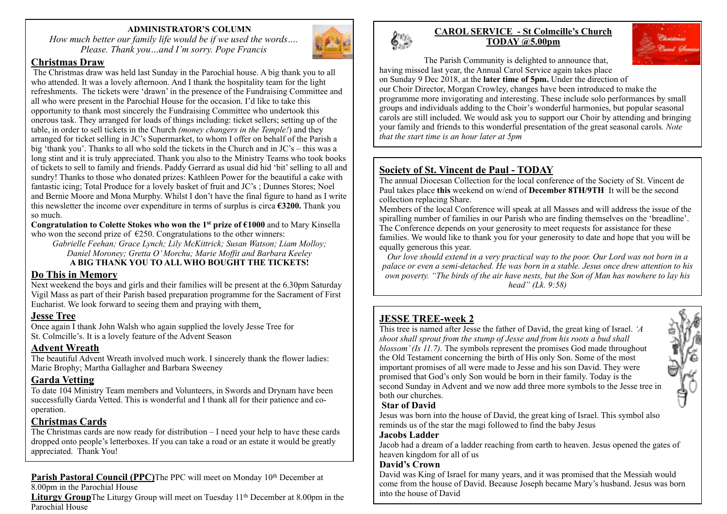**ADMINISTRATOR'S COLUMN**

*How much better our family life would be if we used the words…. Please. Thank you…and I'm sorry. Pope Francis*

## Christmas Draw

The Christmas draw was held last Sunday in the Parochial house. A big thank you to all who attended. It was a lovely afternoon. And I thank the hospitality team for the light refreshments. The tickets were 'drawn' in the presence of the Fundraising Committee and all who were present in the Parochial House for the occasion. I'd like to take this opportunity to thank most sincerely the Fundraising Committee who undertook this onerous task. They arranged for loads of things including: ticket sellers; setting up of the table, in order to sell tickets in the Church *(money changers in the Temple!)* and they arranged for ticket selling in JC's Supermarket, to whom I offer on behalf of the Parish a big 'thank you'. Thanks to all who sold the tickets in the Church and in JC's – this was a long stint and it is truly appreciated. Thank you also to the Ministry Teams who took books of tickets to sell to family and friends. Paddy Gerrard as usual did hid 'bit' selling to all and sundry! Thanks to those who donated prizes: Kathleen Power for the beautiful a cake with fantastic icing; Total Produce for a lovely basket of fruit and JC's ; Dunnes Stores; Noel and Bernie Moore and Mona Murphy. Whilst I don't have the final figure to hand as I write this newsletter the income over expenditure in terms of surplus is circa **€3200.** Thank you so much.

**Congratulation to Colette Stokes who won the 1st prize of €1000** and to Mary Kinsella who won the second prize of €250. Congratulations to the other winners:

*Gabrielle Feehan; Grace Lynch; Lily McKittrick; Susan Watson; Liam Molloy; Daniel Moroney; Gretta O'Morchu; Marie Moffit and Barbara Keeley*

**A BIG THANK YOU TO ALL WHO BOUGHT THE TICKETS!**

## Do This in Memory

Next weekend the boys and girls and their families will be present at the 6.30pm Saturday Vigil Mass as part of their Parish based preparation programme for the Sacrament of First Eucharist. We look forward to seeing them and praying with them.

## Jesse Tree

Once again I thank John Walsh who again supplied the lovely Jesse Tree for St. Colmcille's. It is a lovely feature of the Advent Season

## Advent Wreath

The beautiful Advent Wreath involved much work. I sincerely thank the flower ladies: Marie Brophy; Martha Gallagher and Barbara Sweeney

## Garda Vetting

To date 104 Ministry Team members and Volunteers, in Swords and Drynam have been successfully Garda Vetted. This is wonderful and I thank all for their patience and co-operation.

## Christmas Cards

The Christmas cards are now ready for distribution – I need your help to have these cards dropped onto people's letterboxes. If you can take a road or an estate it would be greatly appreciated. Thank You!

**Parish Pastoral Council (PPC)** The PPC will meet on Monday 10th December at 8.00pm in the Parochial House

**Liturgy Group** The Liturgy Group will meet on Tuesday 11th December at 8.00pm in the Parochial House

## CAROL SERVICE - St Colmcille's Church TODAY @5.00pm

The Parish Community is delighted to announce that, having missed last year, the Annual Carol Service again takes place on Sunday 9 Dec 2018, at the **later time of 5pm.** Under the direction of our Choir Director, Morgan Crowley, changes have been introduced to make the programme more invigorating and interesting. These include solo performances by small groups and individuals adding to the Choir's wonderful harmonies, but popular seasonal carols are still included. We would ask you to support our Choir by attending and bringing your family and friends to this wonderful presentation of the great seasonal carols. *Note that the start time is an hour later at 5pm*

## Society of St. Vincent de Paul - TODAY

The annual Diocesan Collection for the local conference of the Society of St. Vincent de Paul takes place **this** weekend on w/end of **December 8TH/9TH**. It will be the second collection replacing Share.

Members of the local Conference will speak at all Masses and will address the issue of the spiralling number of families in our Parish who are finding themselves on the 'breadline'. The Conference depends on your generosity to meet requests for assistance for these families. We would like to thank you for your generosity to date and hope that you will be equally generous this year.

*Our love should extend in a very practical way to the poor. Our Lord was not born in a palace or even a semi-detached. He was born in a stable. Jesus once drew attention to his own poverty. "The birds of the air have nests, but the Son of Man has nowhere to lay his head" (Lk. 9:58)*

## JESSE TREE-week 2

This tree is named after Jesse the father of David, the great king of Israel. *'A shoot shall sprout from the stump of Jesse and from his roots a bud shall blossom' (Is 11.7).* The symbols represent the promises God made throughout the Old Testament concerning the birth of His only Son. Some of the most important promises of all were made to Jesse and his son David. They were promised that God's only Son would be born in their family. Today is the second Sunday in Advent and we now add three more symbols to the Jesse tree in both our churches.

**Star of David**

Jesus was born into the house of David, the great king of Israel. This symbol also reminds us of the star the magi followed to find the baby Jesus

**Jacobs Ladder**

Jacob had a dream of a ladder reaching from earth to heaven. Jesus opened the gates of heaven kingdom for all of us

**David's Crown**

David was King of Israel for many years, and it was promised that the Messiah would come from the house of David. Because Joseph became Mary's husband. Jesus was born into the house of David